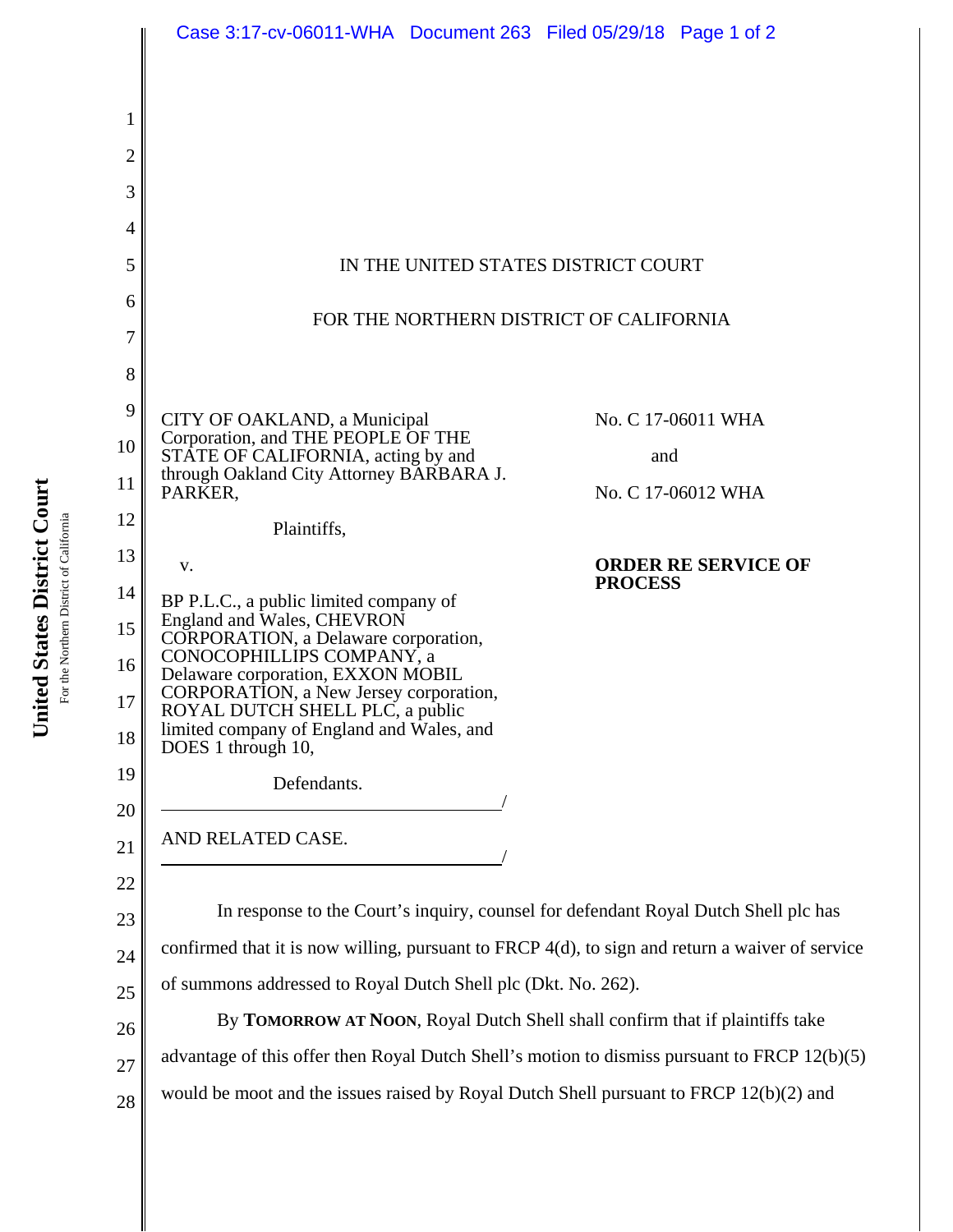IN THE UNITED STATES DISTRICT COURT

FOR THE NORTHERN DISTRICT OF CALIFORNIA

CITY OF OAKLAND, a Municipal Corporation, and THE PEOPLE OF THE STATE OF CALIFORNIA, acting by and through Oakland City Attorney BARBARA J. PARKER,

Plaintiffs,

v.

BP P.L.C., a public limited company of England and Wales, CHEVRON CORPORATION, a Delaware corporation, CONOCOPHILLIPS COMPANY, a Delaware corporation, EXXON MOBIL CORPORATION, a New Jersey corporation, ROYAL DUTCH SHELL PLC, a public limited company of England and Wales, and DOES 1 through 10,

Defendants.

AND RELATED CASE.

No. C 17-06011 WHA

and

No. C 17-06012 WHA

**ORDER RE SERVICE OF PROCESS**

In response to the Court's inquiry, counsel for defendant Royal Dutch Shell plc has confirmed that it is now willing, pursuant to FRCP 4(d), to sign and return a waiver of service of summons addressed to Royal Dutch Shell plc (Dkt. No. 262).

By **TOMORROW AT NOON**, Royal Dutch Shell shall confirm that if plaintiffs take advantage of this offer then Royal Dutch Shell's motion to dismiss pursuant to FRCP 12(b)(5) would be moot and the issues raised by Royal Dutch Shell pursuant to FRCP 12(b)(2) and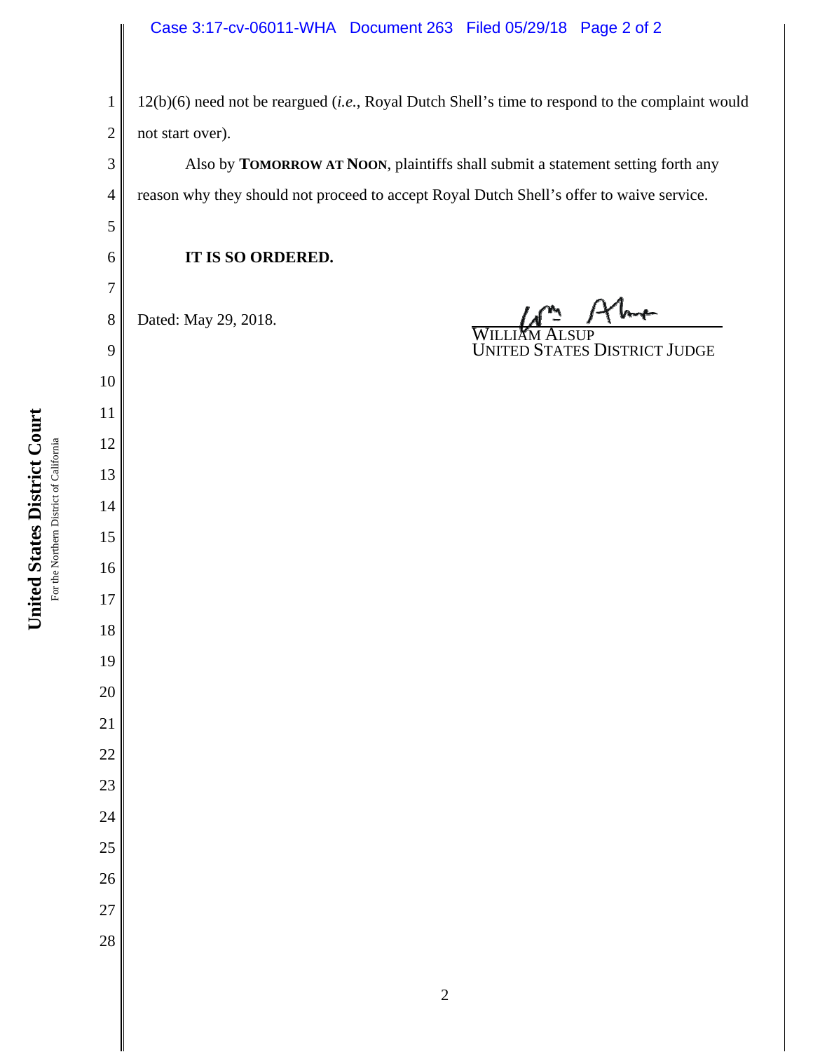12(b)(6) need not be reargued (*i.e.*, Royal Dutch Shell's time to respond to the complaint would not start over).

Also by **TOMORROW AT NOON**, plaintiffs shall submit a statement setting forth any reason why they should not proceed to accept Royal Dutch Shell's offer to waive service.

**IT IS SO ORDERED.**

Dated: May 29, 2018.

WILLIAM ALSUP
UNITED STATES DISTRICT JUDGE